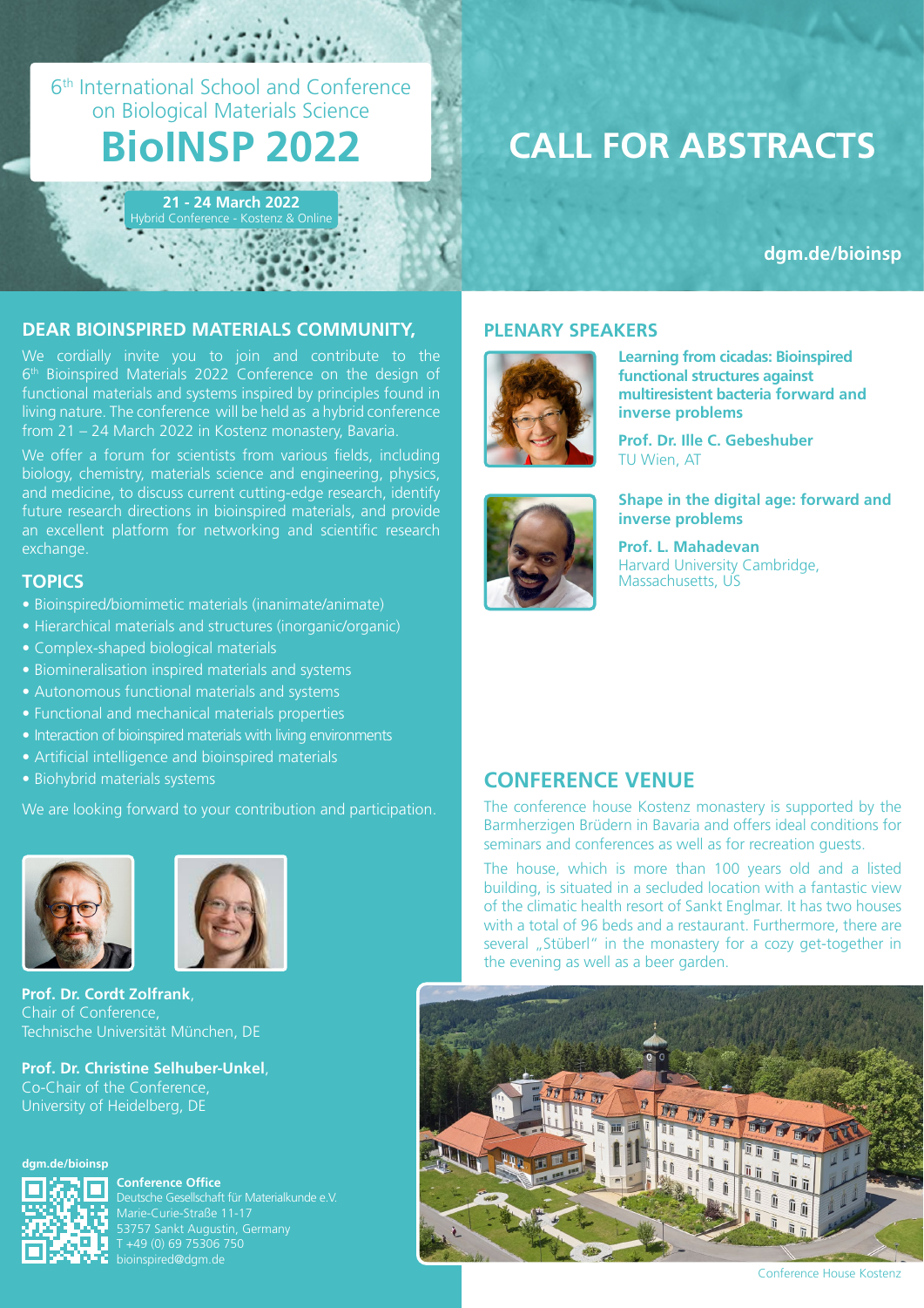6th International School and Conference on Biological Materials Science

# BioINSP 2022

**21 - 24 March 2022**
Hybrid Conference - Kostenz & Online

# CALL FOR ABSTRACTS

**dgm.de/bioinsp**

## DEAR BIOINSPIRED MATERIALS COMMUNITY,

We cordially invite you to join and contribute to the 6th Bioinspired Materials 2022 Conference on the design of functional materials and systems inspired by principles found in living nature. The conference will be held as a hybrid conference from 21 – 24 March 2022 in Kostenz monastery, Bavaria.

We offer a forum for scientists from various fields, including biology, chemistry, materials science and engineering, physics, and medicine, to discuss current cutting-edge research, identify future research directions in bioinspired materials, and provide an excellent platform for networking and scientific research exchange.

## TOPICS

- Bioinspired/biomimetic materials (inanimate/animate)
- Hierarchical materials and structures (inorganic/organic)
- Complex-shaped biological materials
- Biomineralisation inspired materials and systems
- Autonomous functional materials and systems
- Functional and mechanical materials properties
- Interaction of bioinspired materials with living environments
- Artificial intelligence and bioinspired materials
- Biohybrid materials systems

We are looking forward to your contribution and participation.

**Prof. Dr. Cordt Zolfrank**,
Chair of Conference,
Technische Universität München, DE

**Prof. Dr. Christine Selhuber-Unkel**,
Co-Chair of the Conference,
University of Heidelberg, DE

**dgm.de/bioinsp**

**Conference Office**
Deutsche Gesellschaft für Materialkunde e.V.
Marie-Curie-Straße 11-17
53757 Sankt Augustin, Germany
T +49 (0) 69 75306 750
bioinspired@dgm.de

## PLENARY SPEAKERS

**Learning from cicadas: Bioinspired functional structures against multiresistent bacteria forward and inverse problems**

**Prof. Dr. Ille C. Gebeshuber**
TU Wien, AT

**Shape in the digital age: forward and inverse problems**

**Prof. L. Mahadevan**
Harvard University Cambridge, Massachusetts, US

## CONFERENCE VENUE

The conference house Kostenz monastery is supported by the Barmherzigen Brüdern in Bavaria and offers ideal conditions for seminars and conferences as well as for recreation guests.

The house, which is more than 100 years old and a listed building, is situated in a secluded location with a fantastic view of the climatic health resort of Sankt Englmar. It has two houses with a total of 96 beds and a restaurant. Furthermore, there are several „Stüberl" in the monastery for a cozy get-together in the evening as well as a beer garden.

Conference House Kostenz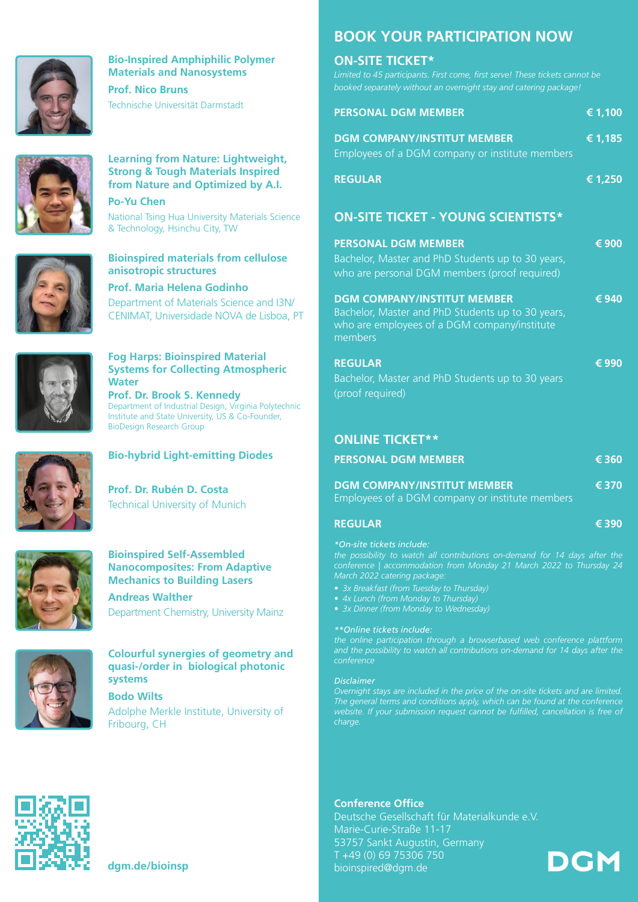**Bio-Inspired Amphiphilic Polymer Materials and Nanosystems**

**Prof. Nico Bruns**

Technische Universität Darmstadt

**Learning from Nature: Lightweight, Strong & Tough Materials Inspired from Nature and Optimized by A.I.**

**Po-Yu Chen**

National Tsing Hua University Materials Science & Technology, Hsinchu City, TW

**Bioinspired materials from cellulose anisotropic structures**

**Prof. Maria Helena Godinho**

Department of Materials Science and I3N/ CENIMAT, Universidade NOVA de Lisboa, PT

**Fog Harps: Bioinspired Material Systems for Collecting Atmospheric Water**

**Prof. Dr. Brook S. Kennedy**

Department of Industrial Design, Virginia Polytechnic Institute and State University, US & Co-Founder, BioDesign Research Group

**Bio-hybrid Light-emitting Diodes**

**Prof. Dr. Rubén D. Costa**

Technical University of Munich

**Bioinspired Self-Assembled Nanocomposites: From Adaptive Mechanics to Building Lasers**

**Andreas Walther**

Department Chemistry, University Mainz

**Colourful synergies of geometry and quasi-/order in biological photonic systems**

**Bodo Wilts**

Adolphe Merkle Institute, University of Fribourg, CH

dgm.de/bioinsp

# BOOK YOUR PARTICIPATION NOW

## ON-SITE TICKET*

*Limited to 45 participants. First come, first serve! These tickets cannot be booked separately without an overnight stay and catering package!*

**PERSONAL DGM MEMBER** — **€ 1,100**

**DGM COMPANY/INSTITUT MEMBER** — **€ 1,185**
Employees of a DGM company or institute members

**REGULAR** — **€ 1,250**

## ON-SITE TICKET - YOUNG SCIENTISTS*

**PERSONAL DGM MEMBER** — **€ 900**
Bachelor, Master and PhD Students up to 30 years, who are personal DGM members (proof required)

**DGM COMPANY/INSTITUT MEMBER** — **€ 940**
Bachelor, Master and PhD Students up to 30 years, who are employees of a DGM company/institute members

**REGULAR** — **€ 990**
Bachelor, Master and PhD Students up to 30 years (proof required)

## ONLINE TICKET**

**PERSONAL DGM MEMBER** — **€ 360**

**DGM COMPANY/INSTITUT MEMBER** — **€ 370**
Employees of a DGM company or institute members

**REGULAR** — **€ 390**

**\*On-site tickets include:**
*the possibility to watch all contributions on-demand for 14 days after the conference | accommodation from Monday 21 March 2022 to Thursday 24 March 2022 catering package:*

- *3x Breakfast (from Tuesday to Thursday)*
- *4x Lunch (from Monday to Thursday)*
- *3x Dinner (from Monday to Wednesday)*

**\*\*Online tickets include:**
*the online participation through a browserbased web conference plattform and the possibility to watch all contributions on-demand for 14 days after the conference*

**Disclaimer**
*Overnight stays are included in the price of the on-site tickets and are limited. The general terms and conditions apply, which can be found at the conference website. If your submission request cannot be fulfilled, cancellation is free of charge.*

**Conference Office**
Deutsche Gesellschaft für Materialkunde e.V.
Marie-Curie-Straße 11-17
53757 Sankt Augustin, Germany
T +49 (0) 69 75306 750
bioinspired@dgm.de

DGM